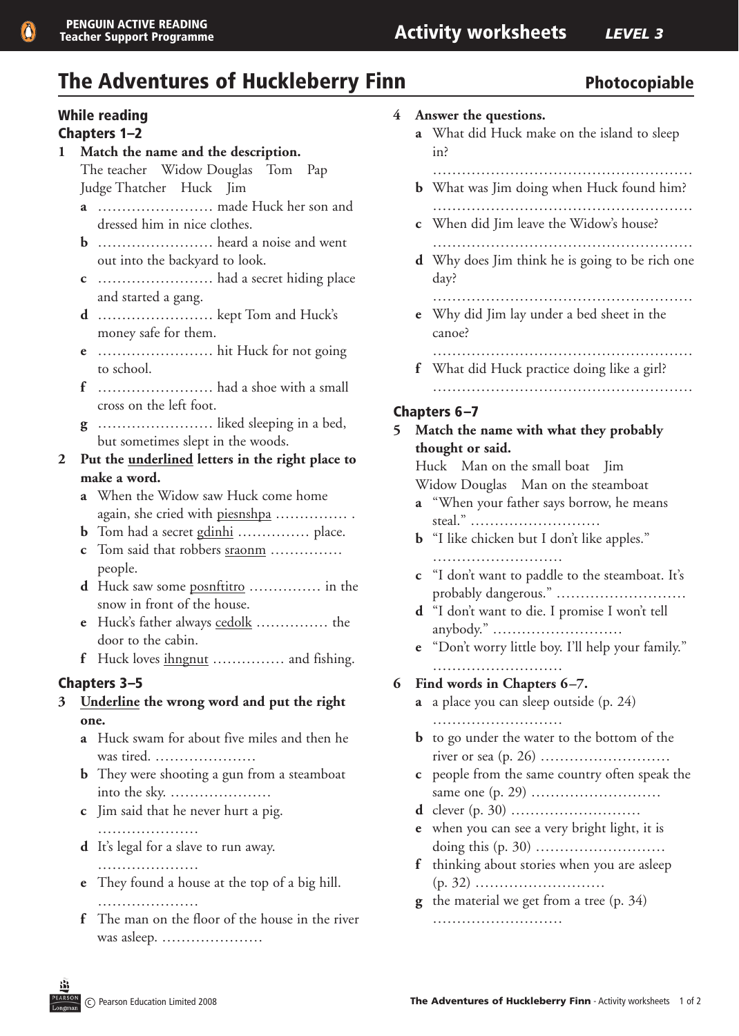# The Adventures of Huckleberry Finn

**Photocopiable**

## While reading

### Chapters 1–2

**1 Match the name and the description.**

The teacher  Widow Douglas  Tom  Pap  Judge Thatcher  Huck  Jim

- **a** …………………… made Huck her son and dressed him in nice clothes.
- **b** …………………… heard a noise and went out into the backyard to look.
- **c** …………………… had a secret hiding place and started a gang.
- **d** …………………… kept Tom and Huck's money safe for them.
- **e** …………………… hit Huck for not going to school.
- **f** …………………… had a shoe with a small cross on the left foot.
- **g** …………………… liked sleeping in a bed, but sometimes slept in the woods.

**2 Put the <u>underlined</u> letters in the right place to make a word.**

- **a** When the Widow saw Huck come home again, she cried with <u>piesnshpa</u> …………… .
- **b** Tom had a secret <u>gdinhi</u> …………… place.
- **c** Tom said that robbers <u>sraonm</u> …………… people.
- **d** Huck saw some <u>posnftitro</u> …………… in the snow in front of the house.
- **e** Huck's father always <u>cedolk</u> …………… the door to the cabin.
- **f** Huck loves <u>ihngnut</u> …………… and fishing.

### Chapters 3–5

**3 <u>Underline</u> the wrong word and put the right one.**

- **a** Huck swam for about five miles and then he was tired. …………………
- **b** They were shooting a gun from a steamboat into the sky. …………………
- **c** Jim said that he never hurt a pig. …………………
- **d** It's legal for a slave to run away. …………………
- **e** They found a house at the top of a big hill. …………………
- **f** The man on the floor of the house in the river was asleep. …………………

**4 Answer the questions.**

- **a** What did Huck make on the island to sleep in?
  ………………………………………………
- **b** What was Jim doing when Huck found him?
  ………………………………………………
- **c** When did Jim leave the Widow's house?
  ………………………………………………
- **d** Why does Jim think he is going to be rich one day?
  ………………………………………………
- **e** Why did Jim lay under a bed sheet in the canoe?
  ………………………………………………
- **f** What did Huck practice doing like a girl?
  ………………………………………………

### Chapters 6–7

**5 Match the name with what they probably thought or said.**

Huck  Man on the small boat  Jim  Widow Douglas  Man on the steamboat

- **a** "When your father says borrow, he means steal." ………………………
- **b** "I like chicken but I don't like apples." ………………………
- **c** "I don't want to paddle to the steamboat. It's probably dangerous." ………………………
- **d** "I don't want to die. I promise I won't tell anybody." ………………………
- **e** "Don't worry little boy. I'll help your family." ………………………

**6 Find words in Chapters 6–7.**

- **a** a place you can sleep outside (p. 24) ………………………
- **b** to go under the water to the bottom of the river or sea (p. 26) ………………………
- **c** people from the same country often speak the same one (p. 29) ………………………
- **d** clever (p. 30) ………………………
- **e** when you can see a very bright light, it is doing this (p. 30) ………………………
- **f** thinking about stories when you are asleep (p. 32) ………………………
- **g** the material we get from a tree (p. 34) ………………………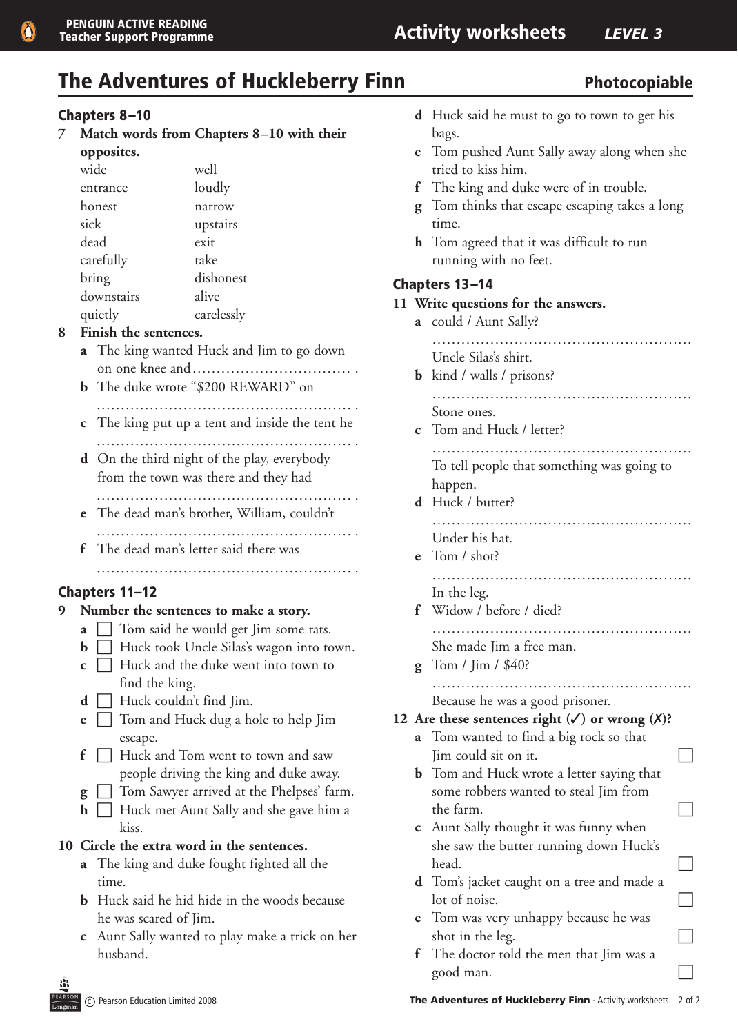# The Adventures of Huckleberry Finn

**Photocopiable**

## Chapters 8–10

**7 Match words from Chapters 8–10 with their opposites.**

| | |
|---|---|
| wide | well |
| entrance | loudly |
| honest | narrow |
| sick | upstairs |
| dead | exit |
| carefully | take |
| bring | dishonest |
| downstairs | alive |
| quietly | carelessly |

**8 Finish the sentences.**

- **a** The king wanted Huck and Jim to go down on one knee and................................ .
- **b** The duke wrote "$200 REWARD" on .................................................... .
- **c** The king put up a tent and inside the tent he .................................................... .
- **d** On the third night of the play, everybody from the town was there and they had .................................................... .
- **e** The dead man's brother, William, couldn't .................................................... .
- **f** The dead man's letter said there was .................................................... .

## Chapters 11–12

**9 Number the sentences to make a story.**

- **a** ☐ Tom said he would get Jim some rats.
- **b** ☐ Huck took Uncle Silas's wagon into town.
- **c** ☐ Huck and the duke went into town to find the king.
- **d** ☐ Huck couldn't find Jim.
- **e** ☐ Tom and Huck dug a hole to help Jim escape.
- **f** ☐ Huck and Tom went to town and saw people driving the king and duke away.
- **g** ☐ Tom Sawyer arrived at the Phelpses' farm.
- **h** ☐ Huck met Aunt Sally and she gave him a kiss.

**10 Circle the extra word in the sentences.**

- **a** The king and duke fought fighted all the time.
- **b** Huck said he hid hide in the woods because he was scared of Jim.
- **c** Aunt Sally wanted to play make a trick on her husband.
- **d** Huck said he must to go to town to get his bags.
- **e** Tom pushed Aunt Sally away along when she tried to kiss him.
- **f** The king and duke were of in trouble.
- **g** Tom thinks that escape escaping takes a long time.
- **h** Tom agreed that it was difficult to run running with no feet.

## Chapters 13–14

**11 Write questions for the answers.**

- **a** could / Aunt Sally?
  ....................................................
  Uncle Silas's shirt.
- **b** kind / walls / prisons?
  ....................................................
  Stone ones.
- **c** Tom and Huck / letter?
  ....................................................
  To tell people that something was going to happen.
- **d** Huck / butter?
  ....................................................
  Under his hat.
- **e** Tom / shot?
  ....................................................
  In the leg.
- **f** Widow / before / died?
  ....................................................
  She made Jim a free man.
- **g** Tom / Jim / $40?
  ....................................................
  Because he was a good prisoner.

**12 Are these sentences right (✓) or wrong (✗)?**

- **a** Tom wanted to find a big rock so that Jim could sit on it. ☐
- **b** Tom and Huck wrote a letter saying that some robbers wanted to steal Jim from the farm. ☐
- **c** Aunt Sally thought it was funny when she saw the butter running down Huck's head. ☐
- **d** Tom's jacket caught on a tree and made a lot of noise. ☐
- **e** Tom was very unhappy because he was shot in the leg. ☐
- **f** The doctor told the men that Jim was a good man. ☐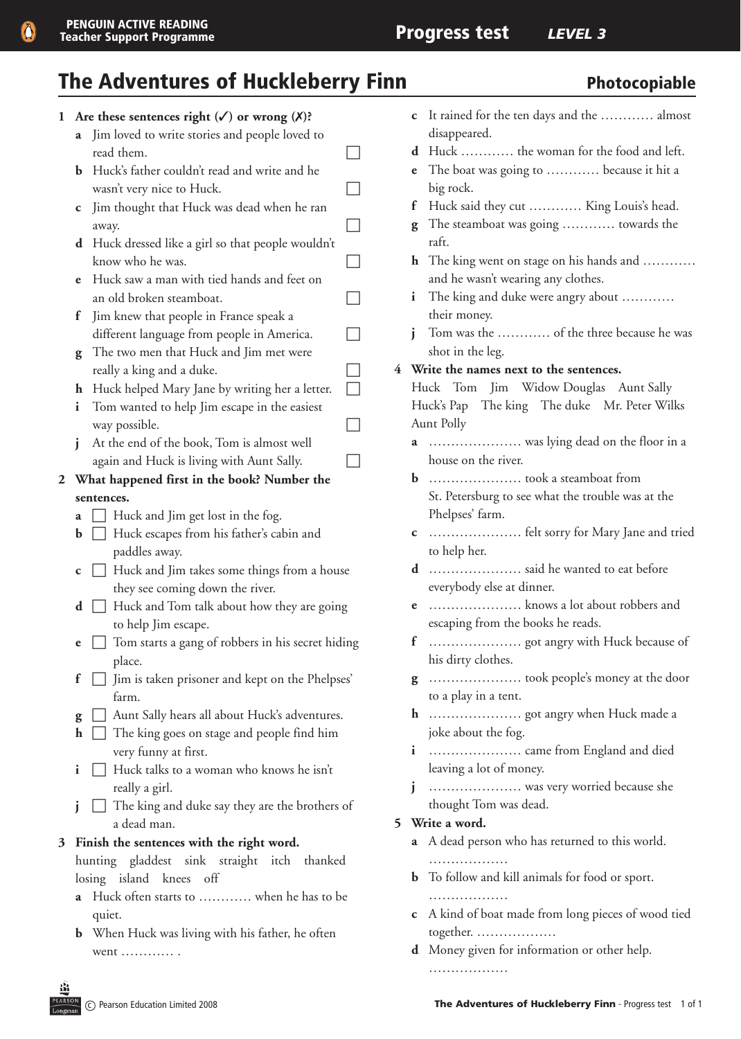# The Adventures of Huckleberry Finn

**Photocopiable**

**1 Are these sentences right (✓) or wrong (✗)?**

- **a** Jim loved to write stories and people loved to read them. ☐
- **b** Huck's father couldn't read and write and he wasn't very nice to Huck. ☐
- **c** Jim thought that Huck was dead when he ran away. ☐
- **d** Huck dressed like a girl so that people wouldn't know who he was. ☐
- **e** Huck saw a man with tied hands and feet on an old broken steamboat. ☐
- **f** Jim knew that people in France speak a different language from people in America. ☐
- **g** The two men that Huck and Jim met were really a king and a duke. ☐
- **h** Huck helped Mary Jane by writing her a letter. ☐
- **i** Tom wanted to help Jim escape in the easiest way possible. ☐
- **j** At the end of the book, Tom is almost well again and Huck is living with Aunt Sally. ☐

**2 What happened first in the book? Number the sentences.**

- **a** ☐ Huck and Jim get lost in the fog.
- **b** ☐ Huck escapes from his father's cabin and paddles away.
- **c** ☐ Huck and Jim takes some things from a house they see coming down the river.
- **d** ☐ Huck and Tom talk about how they are going to help Jim escape.
- **e** ☐ Tom starts a gang of robbers in his secret hiding place.
- **f** ☐ Jim is taken prisoner and kept on the Phelpses' farm.
- **g** ☐ Aunt Sally hears all about Huck's adventures.
- **h** ☐ The king goes on stage and people find him very funny at first.
- **i** ☐ Huck talks to a woman who knows he isn't really a girl.
- **j** ☐ The king and duke say they are the brothers of a dead man.

**3 Finish the sentences with the right word.**

hunting gladdest sink straight itch thanked losing island knees off

- **a** Huck often starts to ………… when he has to be quiet.
- **b** When Huck was living with his father, he often went ………… .
- **c** It rained for the ten days and the ………… almost disappeared.
- **d** Huck ………… the woman for the food and left.
- **e** The boat was going to ………… because it hit a big rock.
- **f** Huck said they cut ………… King Louis's head.
- **g** The steamboat was going ………… towards the raft.
- **h** The king went on stage on his hands and ………… and he wasn't wearing any clothes.
- **i** The king and duke were angry about ………… their money.
- **j** Tom was the ………… of the three because he was shot in the leg.

**4 Write the names next to the sentences.**

Huck Tom Jim Widow Douglas Aunt Sally Huck's Pap The king The duke Mr. Peter Wilks Aunt Polly

- **a** ………………… was lying dead on the floor in a house on the river.
- **b** ………………… took a steamboat from St. Petersburg to see what the trouble was at the Phelpses' farm.
- **c** ………………… felt sorry for Mary Jane and tried to help her.
- **d** ………………… said he wanted to eat before everybody else at dinner.
- **e** ………………… knows a lot about robbers and escaping from the books he reads.
- **f** ………………… got angry with Huck because of his dirty clothes.
- **g** ………………… took people's money at the door to a play in a tent.
- **h** ………………… got angry when Huck made a joke about the fog.
- **i** ………………… came from England and died leaving a lot of money.
- **j** ………………… was very worried because she thought Tom was dead.

**5 Write a word.**

- **a** A dead person who has returned to this world. ………………
- **b** To follow and kill animals for food or sport. ………………
- **c** A kind of boat made from long pieces of wood tied together. ………………
- **d** Money given for information or other help. ………………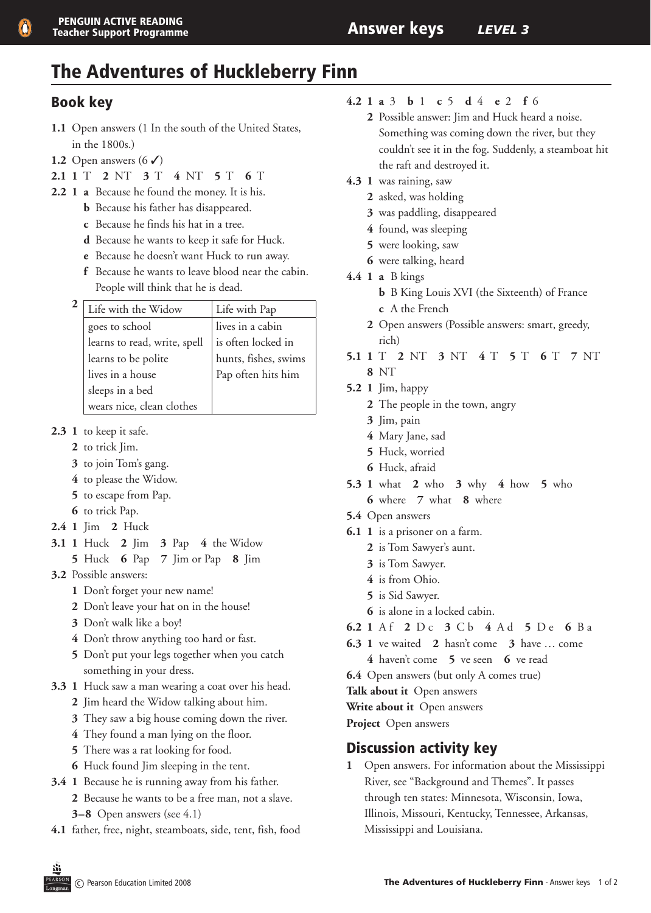# The Adventures of Huckleberry Finn

## Book key

**1.1** Open answers (1 In the south of the United States, in the 1800s.)

**1.2** Open answers (6 ✓)

**2.1** **1** T **2** NT **3** T **4** NT **5** T **6** T

**2.2** **1** **a** Because he found the money. It is his.
**b** Because his father has disappeared.
**c** Because he finds his hat in a tree.
**d** Because he wants to keep it safe for Huck.
**e** Because he doesn't want Huck to run away.
**f** Because he wants to leave blood near the cabin. People will think that he is dead.

**2**

| Life with the Widow | Life with Pap |
|---|---|
| goes to school | lives in a cabin |
| learns to read, write, spell | is often locked in |
| learns to be polite | hunts, fishes, swims |
| lives in a house | Pap often hits him |
| sleeps in a bed | |
| wears nice, clean clothes | |

**2.3** **1** to keep it safe.
**2** to trick Jim.
**3** to join Tom's gang.
**4** to please the Widow.
**5** to escape from Pap.
**6** to trick Pap.

**2.4** **1** Jim **2** Huck

**3.1** **1** Huck **2** Jim **3** Pap **4** the Widow
**5** Huck **6** Pap **7** Jim or Pap **8** Jim

**3.2** Possible answers:
**1** Don't forget your new name!
**2** Don't leave your hat on in the house!
**3** Don't walk like a boy!
**4** Don't throw anything too hard or fast.
**5** Don't put your legs together when you catch something in your dress.

**3.3** **1** Huck saw a man wearing a coat over his head.
**2** Jim heard the Widow talking about him.
**3** They saw a big house coming down the river.
**4** They found a man lying on the floor.
**5** There was a rat looking for food.
**6** Huck found Jim sleeping in the tent.

**3.4** **1** Because he is running away from his father.
**2** Because he wants to be a free man, not a slave.
**3–8** Open answers (see 4.1)

**4.1** father, free, night, steamboats, side, tent, fish, food

**4.2** **1** **a** 3 **b** 1 **c** 5 **d** 4 **e** 2 **f** 6
**2** Possible answer: Jim and Huck heard a noise. Something was coming down the river, but they couldn't see it in the fog. Suddenly, a steamboat hit the raft and destroyed it.

**4.3** **1** was raining, saw
**2** asked, was holding
**3** was paddling, disappeared
**4** found, was sleeping
**5** were looking, saw
**6** were talking, heard

**4.4** **1** **a** B kings
**b** B King Louis XVI (the Sixteenth) of France
**c** A the French
**2** Open answers (Possible answers: smart, greedy, rich)

**5.1** **1** T **2** NT **3** NT **4** T **5** T **6** T **7** NT
**8** NT

**5.2** **1** Jim, happy
**2** The people in the town, angry
**3** Jim, pain
**4** Mary Jane, sad
**5** Huck, worried
**6** Huck, afraid

**5.3** **1** what **2** who **3** why **4** how **5** who
**6** where **7** what **8** where

**5.4** Open answers

**6.1** **1** is a prisoner on a farm.
**2** is Tom Sawyer's aunt.
**3** is Tom Sawyer.
**4** is from Ohio.
**5** is Sid Sawyer.
**6** is alone in a locked cabin.

**6.2** **1** A f **2** D c **3** C b **4** A d **5** D e **6** B a

**6.3** **1** ve waited **2** hasn't come **3** have … come
**4** haven't come **5** ve seen **6** ve read

**6.4** Open answers (but only A comes true)

**Talk about it** Open answers

**Write about it** Open answers

**Project** Open answers

## Discussion activity key

**1** Open answers. For information about the Mississippi River, see "Background and Themes". It passes through ten states: Minnesota, Wisconsin, Iowa, Illinois, Missouri, Kentucky, Tennessee, Arkansas, Mississippi and Louisiana.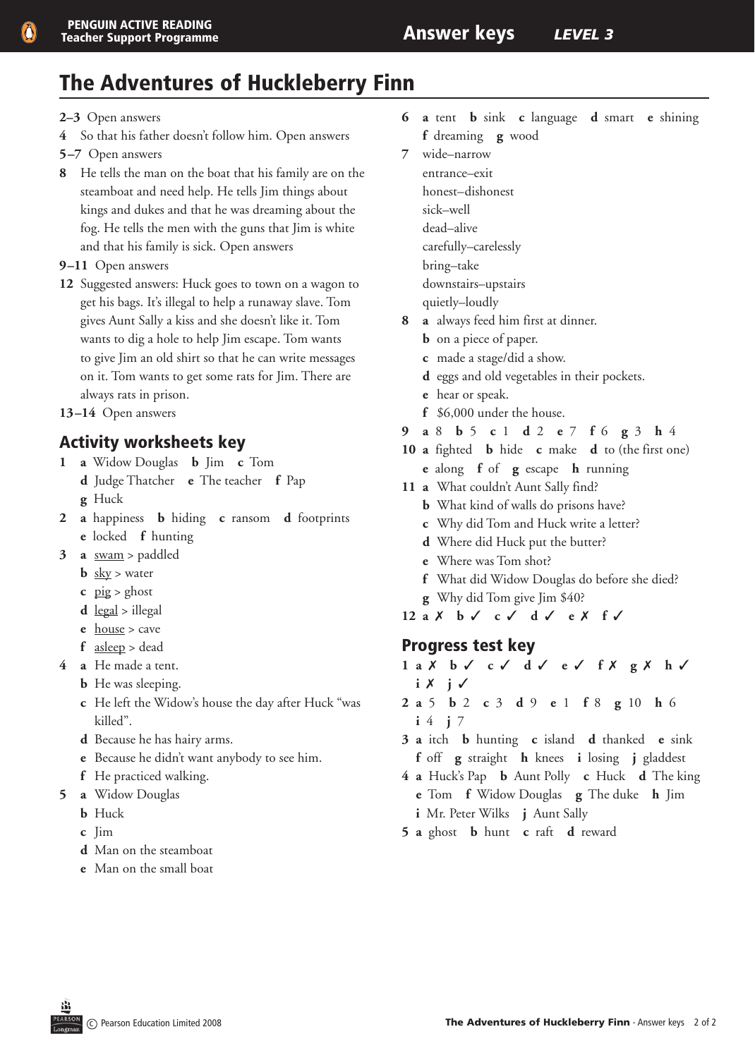# The Adventures of Huckleberry Finn

**2–3** Open answers

**4** So that his father doesn't follow him. Open answers

**5–7** Open answers

**8** He tells the man on the boat that his family are on the steamboat and need help. He tells Jim things about kings and dukes and that he was dreaming about the fog. He tells the men with the guns that Jim is white and that his family is sick. Open answers

**9–11** Open answers

**12** Suggested answers: Huck goes to town on a wagon to get his bags. It's illegal to help a runaway slave. Tom gives Aunt Sally a kiss and she doesn't like it. Tom wants to dig a hole to help Jim escape. Tom wants to give Jim an old shirt so that he can write messages on it. Tom wants to get some rats for Jim. There are always rats in prison.

**13–14** Open answers

## Activity worksheets key

**1** **a** Widow Douglas **b** Jim **c** Tom **d** Judge Thatcher **e** The teacher **f** Pap **g** Huck

**2** **a** happiness **b** hiding **c** ransom **d** footprints **e** locked **f** hunting

**3**
- **a** <u>swam</u> > paddled
- **b** <u>sky</u> > water
- **c** <u>pig</u> > ghost
- **d** <u>legal</u> > illegal
- **e** <u>house</u> > cave
- **f** <u>asleep</u> > dead

**4**
- **a** He made a tent.
- **b** He was sleeping.
- **c** He left the Widow's house the day after Huck "was killed".
- **d** Because he has hairy arms.
- **e** Because he didn't want anybody to see him.
- **f** He practiced walking.

**5**
- **a** Widow Douglas
- **b** Huck
- **c** Jim
- **d** Man on the steamboat
- **e** Man on the small boat

**6** **a** tent **b** sink **c** language **d** smart **e** shining **f** dreaming **g** wood

**7**
wide–narrow
entrance–exit
honest–dishonest
sick–well
dead–alive
carefully–carelessly
bring–take
downstairs–upstairs
quietly–loudly

**8**
- **a** always feed him first at dinner.
- **b** on a piece of paper.
- **c** made a stage/did a show.
- **d** eggs and old vegetables in their pockets.
- **e** hear or speak.
- **f** $6,000 under the house.

**9** **a** 8 **b** 5 **c** 1 **d** 2 **e** 7 **f** 6 **g** 3 **h** 4

**10** **a** fighted **b** hide **c** make **d** to (the first one) **e** along **f** of **g** escape **h** running

**11**
- **a** What couldn't Aunt Sally find?
- **b** What kind of walls do prisons have?
- **c** Why did Tom and Huck write a letter?
- **d** Where did Huck put the butter?
- **e** Where was Tom shot?
- **f** What did Widow Douglas do before she died?
- **g** Why did Tom give Jim $40?

**12** **a** ✗ **b** ✓ **c** ✓ **d** ✓ **e** ✗ **f** ✓

## Progress test key

**1** **a** ✗ **b** ✓ **c** ✓ **d** ✓ **e** ✓ **f** ✗ **g** ✗ **h** ✓ **i** ✗ **j** ✓

**2** **a** 5 **b** 2 **c** 3 **d** 9 **e** 1 **f** 8 **g** 10 **h** 6 **i** 4 **j** 7

**3** **a** itch **b** hunting **c** island **d** thanked **e** sink **f** off **g** straight **h** knees **i** losing **j** gladdest

**4** **a** Huck's Pap **b** Aunt Polly **c** Huck **d** The king **e** Tom **f** Widow Douglas **g** The duke **h** Jim **i** Mr. Peter Wilks **j** Aunt Sally

**5** **a** ghost **b** hunt **c** raft **d** reward

© Pearson Education Limited 2008